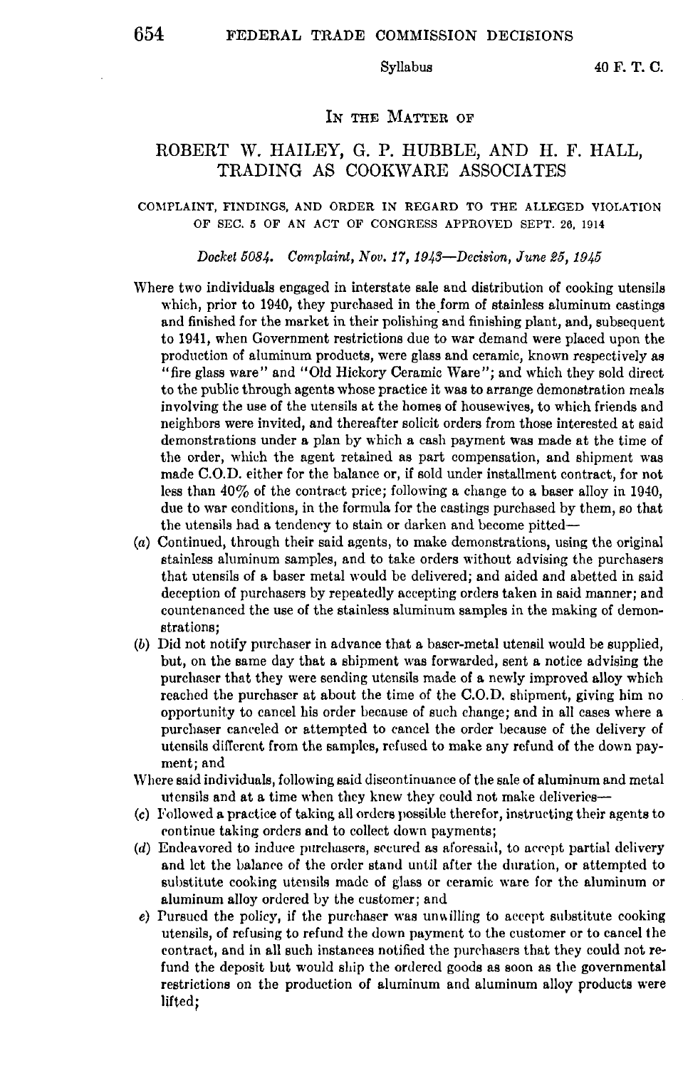# In the Matter of

## ROBERT W. HAILEY, G. P. HUBBLE, AND H. F. HALL, TRADING AS COOKWARE ASSOCIATES

COMPLAINT, FINDINGS, AND ORDER IN REGARD TO THE ALLEGED VIOLATION OF SEC. 5 OF AN ACT OF CONGRESS APPROVED SEPT. 26, 1914

*Docket 5084. Complaint, Nov. 17, 1943—Decision, June 25, 1945*

Where two individuals engaged in interstate sale and distribution of cooking utensils which, prior to 1940, they purchased in the form of stainless aluminum castings and finished for the market in their polishing and finishing plant, and, subsequent to 1941, when Government restrictions due to war demand were placed upon the production of aluminum products, were glass and ceramic, known respectively as "fire glass ware" and "Old Hickory Ceramic Ware"; and which they sold direct to the public through agents whose practice it was to arrange demonstration meals involving the use of the utensils at the homes of housewives, to which friends and neighbors were invited, and thereafter solicit orders from those interested at said demonstrations under a plan by which a cash payment was made at the time of the order, which the agent retained as part compensation, and shipment was made C.O.D. either for the balance or, if sold under installment contract, for not less than 40% of the contract price; following a change to a baser alloy in 1940, due to war conditions, in the formula for the castings purchased by them, so that the utensils had a tendency to stain or darken and become pitted—

(*a*) Continued, through their said agents, to make demonstrations, using the original stainless aluminum samples, and to take orders without advising the purchasers that utensils of a baser metal would be delivered; and aided and abetted in said deception of purchasers by repeatedly accepting orders taken in said manner; and countenanced the use of the stainless aluminum samples in the making of demonstrations;

(*b*) Did not notify purchaser in advance that a baser-metal utensil would be supplied, but, on the same day that a shipment was forwarded, sent a notice advising the purchaser that they were sending utensils made of a newly improved alloy which reached the purchaser at about the time of the C.O.D. shipment, giving him no opportunity to cancel his order because of such change; and in all cases where a purchaser canceled or attempted to cancel the order because of the delivery of utensils different from the samples, refused to make any refund of the down payment; and

Where said individuals, following said discontinuance of the sale of aluminum and metal utensils and at a time when they knew they could not make deliveries—

(*c*) Followed a practice of taking all orders possible therefor, instructing their agents to continue taking orders and to collect down payments;

(*d*) Endeavored to induce purchasers, secured as aforesaid, to accept partial delivery and let the balance of the order stand until after the duration, or attempted to substitute cooking utensils made of glass or ceramic ware for the aluminum or aluminum alloy ordered by the customer; and

(*e*) Pursued the policy, if the purchaser was unwilling to accept substitute cooking utensils, of refusing to refund the down payment to the customer or to cancel the contract, and in all such instances notified the purchasers that they could not refund the deposit but would ship the ordered goods as soon as the governmental restrictions on the production of aluminum and aluminum alloy products were lifted;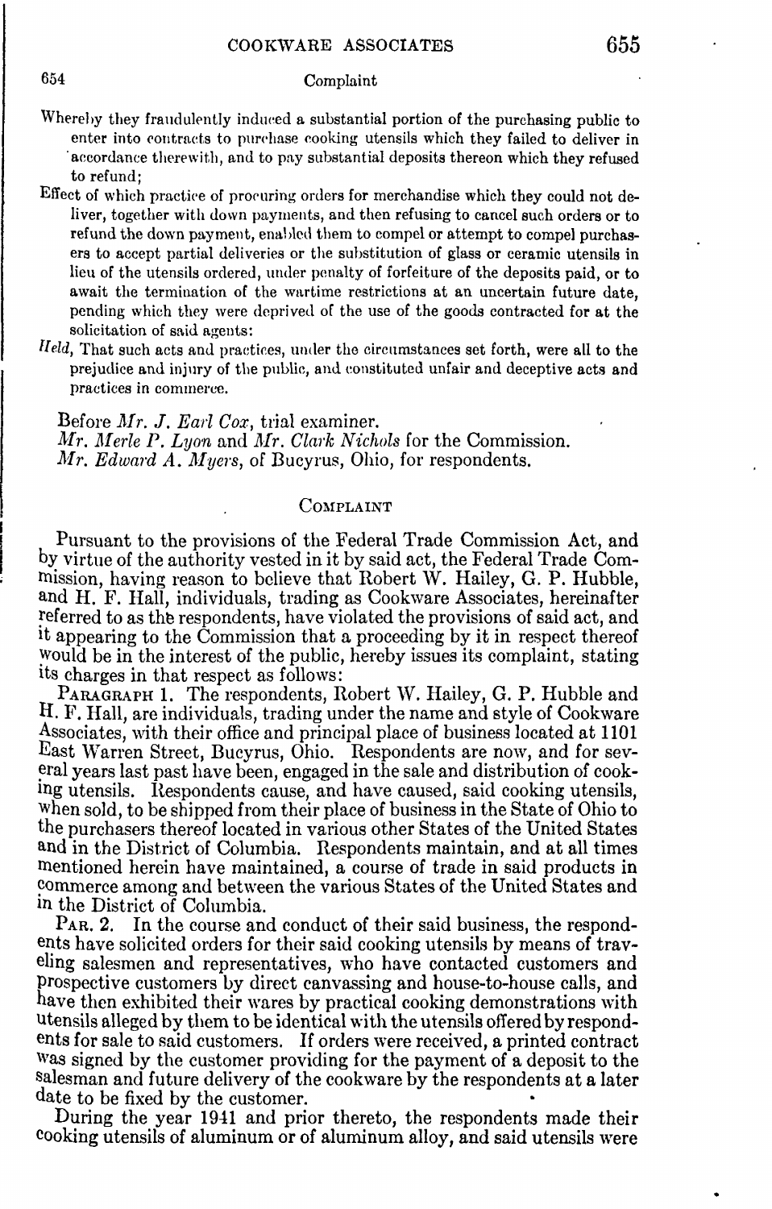Whereby they fraudulently induced a substantial portion of the purchasing public to enter into contracts to purchase cooking utensils which they failed to deliver in accordance therewith, and to pay substantial deposits thereon which they refused to refund;

Effect of which practice of procuring orders for merchandise which they could not deliver, together with down payments, and then refusing to cancel such orders or to refund the down payment, enabled them to compel or attempt to compel purchasers to accept partial deliveries or the substitution of glass or ceramic utensils in lieu of the utensils ordered, under penalty of forfeiture of the deposits paid, or to await the termination of the wartime restrictions at an uncertain future date, pending which they were deprived of the use of the goods contracted for at the solicitation of said agents:

*Held*, That such acts and practices, under the circumstances set forth, were all to the prejudice and injury of the public, and constituted unfair and deceptive acts and practices in commerce.

Before *Mr. J. Earl Cox*, trial examiner.
*Mr. Merle P. Lyon* and *Mr. Clark Nichols* for the Commission.
*Mr. Edward A. Myers*, of Bucyrus, Ohio, for respondents.

## Complaint

Pursuant to the provisions of the Federal Trade Commission Act, and by virtue of the authority vested in it by said act, the Federal Trade Commission, having reason to believe that Robert W. Hailey, G. P. Hubble, and H. F. Hall, individuals, trading as Cookware Associates, hereinafter referred to as the respondents, have violated the provisions of said act, and it appearing to the Commission that a proceeding by it in respect thereof would be in the interest of the public, hereby issues its complaint, stating its charges in that respect as follows:

PARAGRAPH 1. The respondents, Robert W. Hailey, G. P. Hubble and H. F. Hall, are individuals, trading under the name and style of Cookware Associates, with their office and principal place of business located at 1101 East Warren Street, Bucyrus, Ohio. Respondents are now, and for several years last past have been, engaged in the sale and distribution of cooking utensils. Respondents cause, and have caused, said cooking utensils, when sold, to be shipped from their place of business in the State of Ohio to the purchasers thereof located in various other States of the United States and in the District of Columbia. Respondents maintain, and at all times mentioned herein have maintained, a course of trade in said products in commerce among and between the various States of the United States and in the District of Columbia.

PAR. 2. In the course and conduct of their said business, the respondents have solicited orders for their said cooking utensils by means of traveling salesmen and representatives, who have contacted customers and prospective customers by direct canvassing and house-to-house calls, and have then exhibited their wares by practical cooking demonstrations with utensils alleged by them to be identical with the utensils offered by respondents for sale to said customers. If orders were received, a printed contract was signed by the customer providing for the payment of a deposit to the salesman and future delivery of the cookware by the respondents at a later date to be fixed by the customer.

During the year 1941 and prior thereto, the respondents made their cooking utensils of aluminum or of aluminum alloy, and said utensils were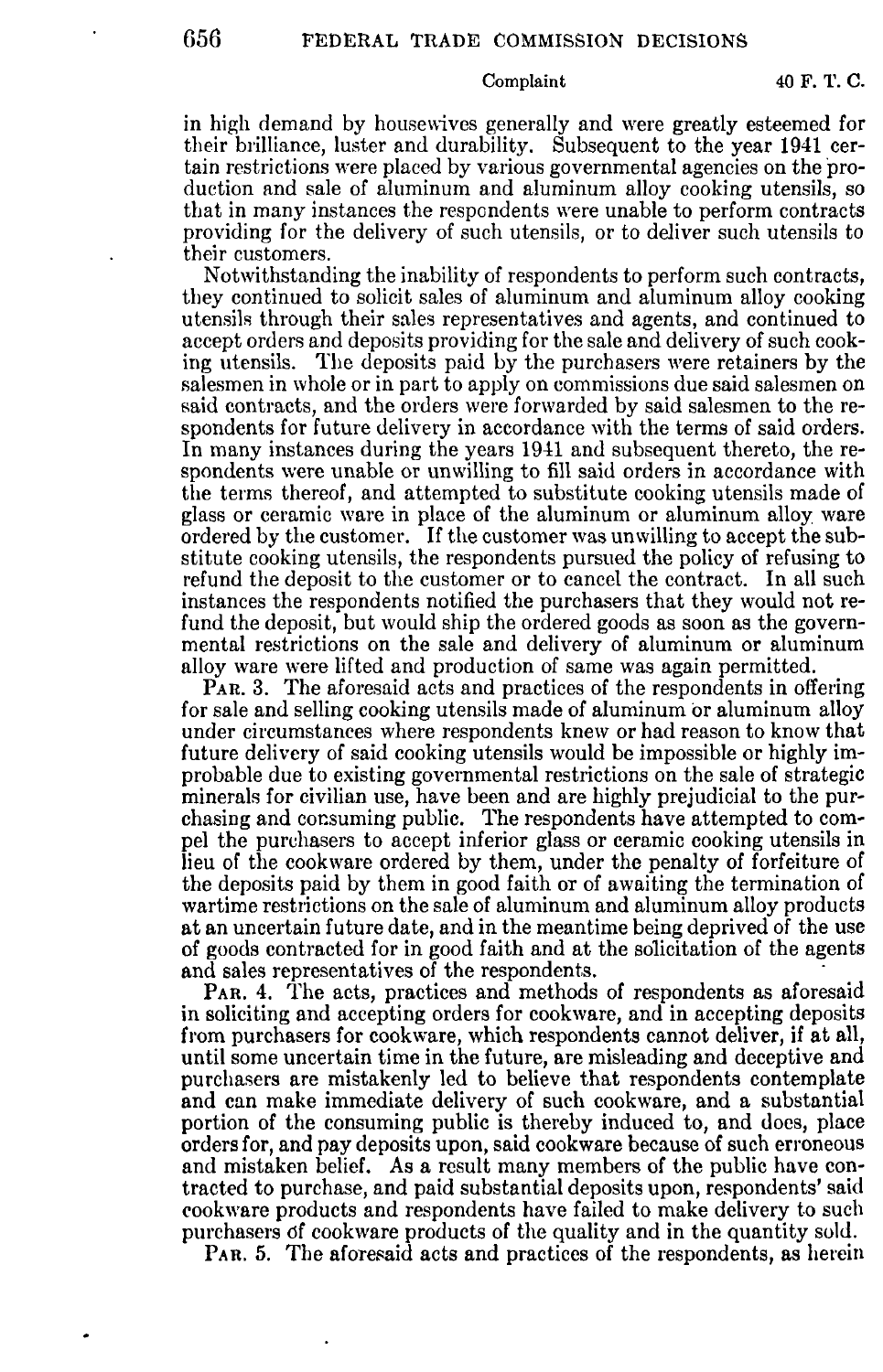in high demand by housewives generally and were greatly esteemed for their brilliance, luster and durability. Subsequent to the year 1941 certain restrictions were placed by various governmental agencies on the production and sale of aluminum and aluminum alloy cooking utensils, so that in many instances the respondents were unable to perform contracts providing for the delivery of such utensils, or to deliver such utensils to their customers.

Notwithstanding the inability of respondents to perform such contracts, they continued to solicit sales of aluminum and aluminum alloy cooking utensils through their sales representatives and agents, and continued to accept orders and deposits providing for the sale and delivery of such cooking utensils. The deposits paid by the purchasers were retainers by the salesmen in whole or in part to apply on commissions due said salesmen on said contracts, and the orders were forwarded by said salesmen to the respondents for future delivery in accordance with the terms of said orders. In many instances during the years 1941 and subsequent thereto, the respondents were unable or unwilling to fill said orders in accordance with the terms thereof, and attempted to substitute cooking utensils made of glass or ceramic ware in place of the aluminum or aluminum alloy ware ordered by the customer. If the customer was unwilling to accept the substitute cooking utensils, the respondents pursued the policy of refusing to refund the deposit to the customer or to cancel the contract. In all such instances the respondents notified the purchasers that they would not refund the deposit, but would ship the ordered goods as soon as the governmental restrictions on the sale and delivery of aluminum or aluminum alloy ware were lifted and production of same was again permitted.

PAR. 3. The aforesaid acts and practices of the respondents in offering for sale and selling cooking utensils made of aluminum or aluminum alloy under circumstances where respondents knew or had reason to know that future delivery of said cooking utensils would be impossible or highly improbable due to existing governmental restrictions on the sale of strategic minerals for civilian use, have been and are highly prejudicial to the purchasing and consuming public. The respondents have attempted to compel the purchasers to accept inferior glass or ceramic cooking utensils in lieu of the cookware ordered by them, under the penalty of forfeiture of the deposits paid by them in good faith or of awaiting the termination of wartime restrictions on the sale of aluminum and aluminum alloy products at an uncertain future date, and in the meantime being deprived of the use of goods contracted for in good faith and at the solicitation of the agents and sales representatives of the respondents.

PAR. 4. The acts, practices and methods of respondents as aforesaid in soliciting and accepting orders for cookware, and in accepting deposits from purchasers for cookware, which respondents cannot deliver, if at all, until some uncertain time in the future, are misleading and deceptive and purchasers are mistakenly led to believe that respondents contemplate and can make immediate delivery of such cookware, and a substantial portion of the consuming public is thereby induced to, and does, place orders for, and pay deposits upon, said cookware because of such erroneous and mistaken belief. As a result many members of the public have contracted to purchase, and paid substantial deposits upon, respondents' said cookware products and respondents have failed to make delivery to such purchasers of cookware products of the quality and in the quantity sold.

PAR. 5. The aforesaid acts and practices of the respondents, as herein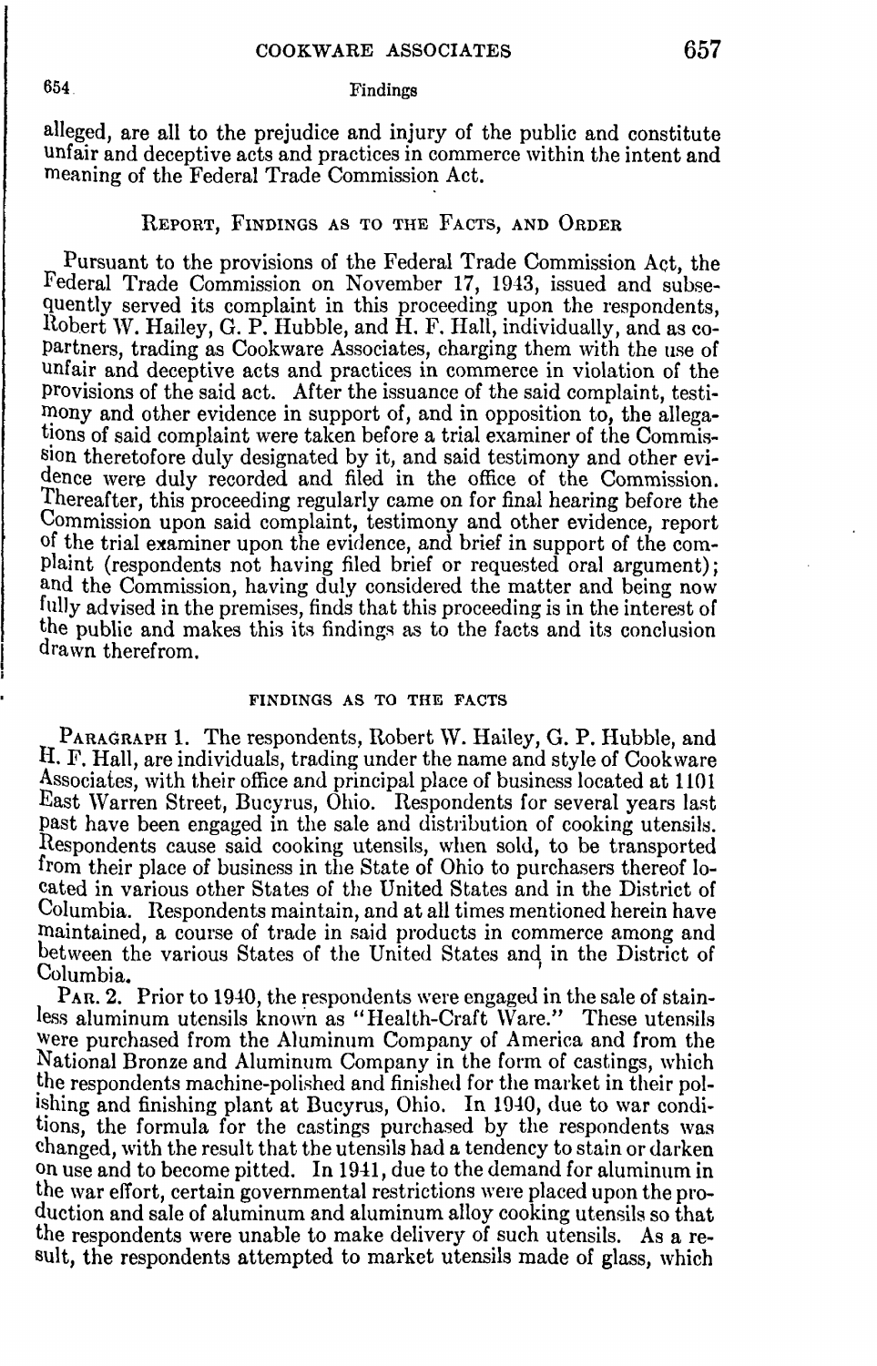alleged, are all to the prejudice and injury of the public and constitute unfair and deceptive acts and practices in commerce within the intent and meaning of the Federal Trade Commission Act.

## Report, Findings as to the Facts, and Order

Pursuant to the provisions of the Federal Trade Commission Act, the Federal Trade Commission on November 17, 1943, issued and subsequently served its complaint in this proceeding upon the respondents, Robert W. Hailey, G. P. Hubble, and H. F. Hall, individually, and as copartners, trading as Cookware Associates, charging them with the use of unfair and deceptive acts and practices in commerce in violation of the provisions of the said act. After the issuance of the said complaint, testimony and other evidence in support of, and in opposition to, the allegations of said complaint were taken before a trial examiner of the Commission theretofore duly designated by it, and said testimony and other evidence were duly recorded and filed in the office of the Commission. Thereafter, this proceeding regularly came on for final hearing before the Commission upon said complaint, testimony and other evidence, report of the trial examiner upon the evidence, and brief in support of the complaint (respondents not having filed brief or requested oral argument); and the Commission, having duly considered the matter and being now fully advised in the premises, finds that this proceeding is in the interest of the public and makes this its findings as to the facts and its conclusion drawn therefrom.

### Findings as to the Facts

Paragraph 1. The respondents, Robert W. Hailey, G. P. Hubble, and H. F. Hall, are individuals, trading under the name and style of Cookware Associates, with their office and principal place of business located at 1101 East Warren Street, Bucyrus, Ohio. Respondents for several years last past have been engaged in the sale and distribution of cooking utensils. Respondents cause said cooking utensils, when sold, to be transported from their place of business in the State of Ohio to purchasers thereof located in various other States of the United States and in the District of Columbia. Respondents maintain, and at all times mentioned herein have maintained, a course of trade in said products in commerce among and between the various States of the United States and in the District of Columbia.

Par. 2. Prior to 1940, the respondents were engaged in the sale of stainless aluminum utensils known as "Health-Craft Ware." These utensils were purchased from the Aluminum Company of America and from the National Bronze and Aluminum Company in the form of castings, which the respondents machine-polished and finished for the market in their polishing and finishing plant at Bucyrus, Ohio. In 1940, due to war conditions, the formula for the castings purchased by the respondents was changed, with the result that the utensils had a tendency to stain or darken on use and to become pitted. In 1941, due to the demand for aluminum in the war effort, certain governmental restrictions were placed upon the production and sale of aluminum and aluminum alloy cooking utensils so that the respondents were unable to make delivery of such utensils. As a result, the respondents attempted to market utensils made of glass, which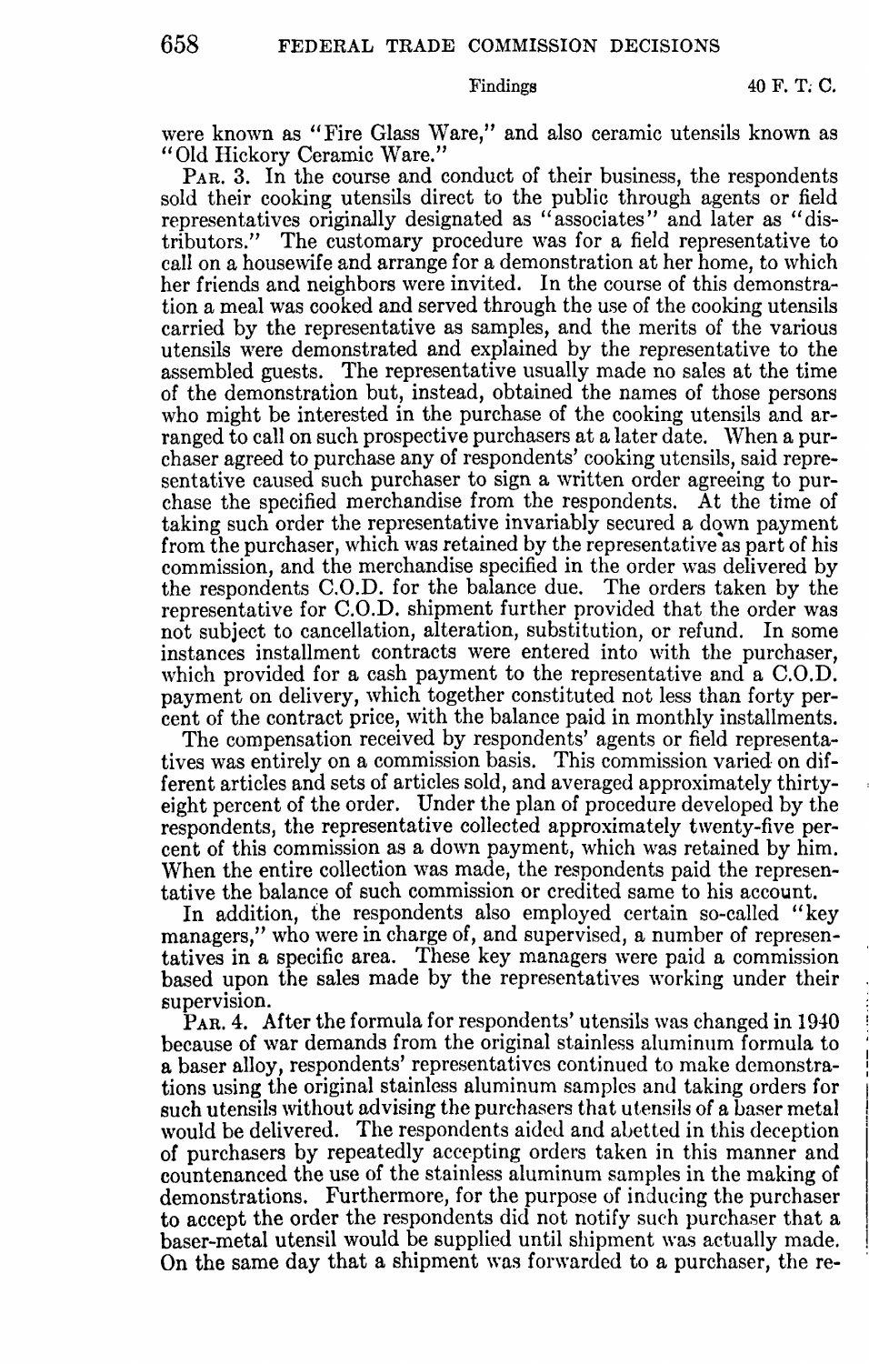were known as "Fire Glass Ware," and also ceramic utensils known as "Old Hickory Ceramic Ware."

PAR. 3. In the course and conduct of their business, the respondents sold their cooking utensils direct to the public through agents or field representatives originally designated as "associates" and later as "distributors." The customary procedure was for a field representative to call on a housewife and arrange for a demonstration at her home, to which her friends and neighbors were invited. In the course of this demonstration a meal was cooked and served through the use of the cooking utensils carried by the representative as samples, and the merits of the various utensils were demonstrated and explained by the representative to the assembled guests. The representative usually made no sales at the time of the demonstration but, instead, obtained the names of those persons who might be interested in the purchase of the cooking utensils and arranged to call on such prospective purchasers at a later date. When a purchaser agreed to purchase any of respondents' cooking utensils, said representative caused such purchaser to sign a written order agreeing to purchase the specified merchandise from the respondents. At the time of taking such order the representative invariably secured a down payment from the purchaser, which was retained by the representative as part of his commission, and the merchandise specified in the order was delivered by the respondents C.O.D. for the balance due. The orders taken by the representative for C.O.D. shipment further provided that the order was not subject to cancellation, alteration, substitution, or refund. In some instances installment contracts were entered into with the purchaser, which provided for a cash payment to the representative and a C.O.D. payment on delivery, which together constituted not less than forty percent of the contract price, with the balance paid in monthly installments.

The compensation received by respondents' agents or field representatives was entirely on a commission basis. This commission varied on different articles and sets of articles sold, and averaged approximately thirty-eight percent of the order. Under the plan of procedure developed by the respondents, the representative collected approximately twenty-five percent of this commission as a down payment, which was retained by him. When the entire collection was made, the respondents paid the representative the balance of such commission or credited same to his account.

In addition, the respondents also employed certain so-called "key managers," who were in charge of, and supervised, a number of representatives in a specific area. These key managers were paid a commission based upon the sales made by the representatives working under their supervision.

PAR. 4. After the formula for respondents' utensils was changed in 1940 because of war demands from the original stainless aluminum formula to a baser alloy, respondents' representatives continued to make demonstrations using the original stainless aluminum samples and taking orders for such utensils without advising the purchasers that utensils of a baser metal would be delivered. The respondents aided and abetted in this deception of purchasers by repeatedly accepting orders taken in this manner and countenanced the use of the stainless aluminum samples in the making of demonstrations. Furthermore, for the purpose of inducing the purchaser to accept the order the respondents did not notify such purchaser that a baser-metal utensil would be supplied until shipment was actually made. On the same day that a shipment was forwarded to a purchaser, the re-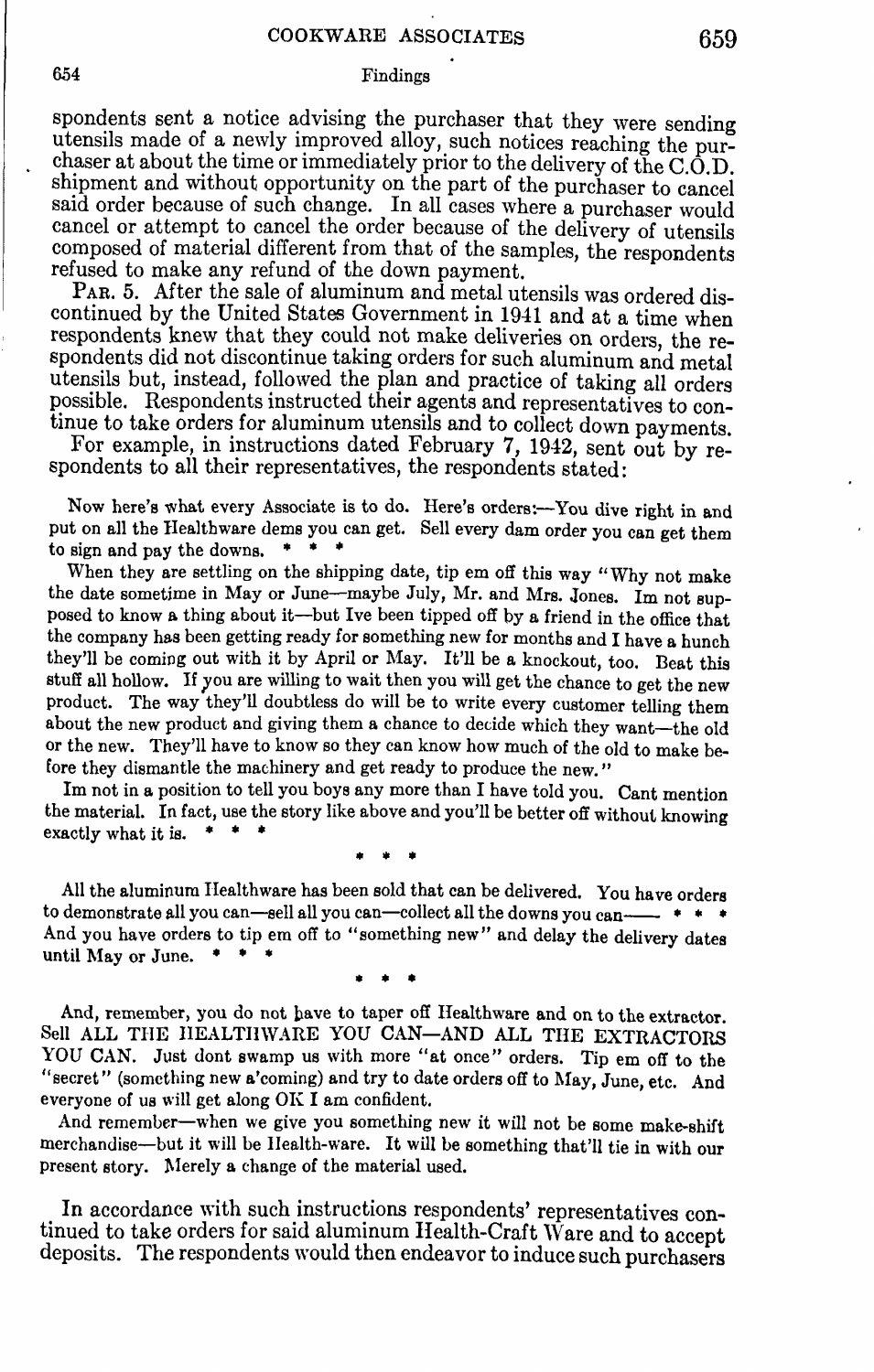spondents sent a notice advising the purchaser that they were sending utensils made of a newly improved alloy, such notices reaching the purchaser at about the time or immediately prior to the delivery of the C.O.D. shipment and without opportunity on the part of the purchaser to cancel said order because of such change. In all cases where a purchaser would cancel or attempt to cancel the order because of the delivery of utensils composed of material different from that of the samples, the respondents refused to make any refund of the down payment.

PAR. 5. After the sale of aluminum and metal utensils was ordered discontinued by the United States Government in 1941 and at a time when respondents knew that they could not make deliveries on orders, the respondents did not discontinue taking orders for such aluminum and metal utensils but, instead, followed the plan and practice of taking all orders possible. Respondents instructed their agents and representatives to continue to take orders for aluminum utensils and to collect down payments.

For example, in instructions dated February 7, 1942, sent out by respondents to all their representatives, the respondents stated:

> Now here's what every Associate is to do. Here's orders:—You dive right in and put on all the Healthware dems you can get. Sell every dam order you can get them to sign and pay the downs. * * *
>
> When they are settling on the shipping date, tip em off this way "Why not make the date sometime in May or June—maybe July, Mr. and Mrs. Jones. Im not supposed to know a thing about it—but Ive been tipped off by a friend in the office that the company has been getting ready for something new for months and I have a hunch they'll be coming out with it by April or May. It'll be a knockout, too. Beat this stuff all hollow. If you are willing to wait then you will get the chance to get the new product. The way they'll doubtless do will be to write every customer telling them about the new product and giving them a chance to decide which they want—the old or the new. They'll have to know so they can know how much of the old to make before they dismantle the machinery and get ready to produce the new."
>
> Im not in a position to tell you boys any more than I have told you. Cant mention the material. In fact, use the story like above and you'll be better off without knowing exactly what it is. * * *
>
> \* \* \*
>
> All the aluminum Healthware has been sold that can be delivered. You have orders to demonstrate all you can—sell all you can—collect all the downs you can—— * * * And you have orders to tip em off to "something new" and delay the delivery dates until May or June. * * *
>
> \* \* \*
>
> And, remember, you do not have to taper off Healthware and on to the extractor. Sell ALL THE HEALTHWARE YOU CAN—AND ALL THE EXTRACTORS YOU CAN. Just dont swamp us with more "at once" orders. Tip em off to the "secret" (something new a'coming) and try to date orders off to May, June, etc. And everyone of us will get along OK I am confident.
>
> And remember—when we give you something new it will not be some make-shift merchandise—but it will be Health-ware. It will be something that'll tie in with our present story. Merely a change of the material used.

In accordance with such instructions respondents' representatives continued to take orders for said aluminum Health-Craft Ware and to accept deposits. The respondents would then endeavor to induce such purchasers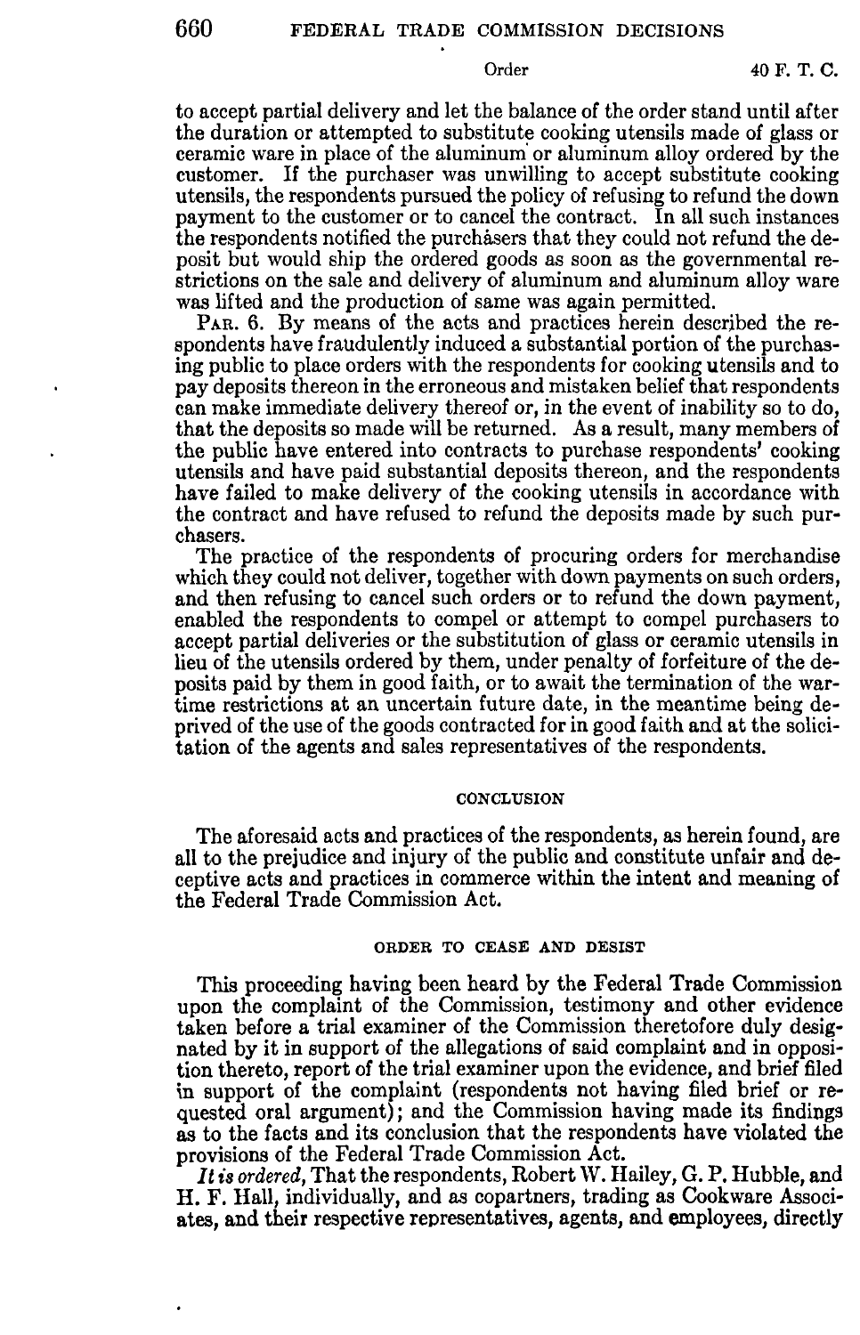to accept partial delivery and let the balance of the order stand until after the duration or attempted to substitute cooking utensils made of glass or ceramic ware in place of the aluminum or aluminum alloy ordered by the customer. If the purchaser was unwilling to accept substitute cooking utensils, the respondents pursued the policy of refusing to refund the down payment to the customer or to cancel the contract. In all such instances the respondents notified the purchasers that they could not refund the deposit but would ship the ordered goods as soon as the governmental restrictions on the sale and delivery of aluminum and aluminum alloy ware was lifted and the production of same was again permitted.

PAR. 6. By means of the acts and practices herein described the respondents have fraudulently induced a substantial portion of the purchasing public to place orders with the respondents for cooking utensils and to pay deposits thereon in the erroneous and mistaken belief that respondents can make immediate delivery thereof or, in the event of inability so to do, that the deposits so made will be returned. As a result, many members of the public have entered into contracts to purchase respondents' cooking utensils and have paid substantial deposits thereon, and the respondents have failed to make delivery of the cooking utensils in accordance with the contract and have refused to refund the deposits made by such purchasers.

The practice of the respondents of procuring orders for merchandise which they could not deliver, together with down payments on such orders, and then refusing to cancel such orders or to refund the down payment, enabled the respondents to compel or attempt to compel purchasers to accept partial deliveries or the substitution of glass or ceramic utensils in lieu of the utensils ordered by them, under penalty of forfeiture of the deposits paid by them in good faith, or to await the termination of the wartime restrictions at an uncertain future date, in the meantime being deprived of the use of the goods contracted for in good faith and at the solicitation of the agents and sales representatives of the respondents.

## CONCLUSION

The aforesaid acts and practices of the respondents, as herein found, are all to the prejudice and injury of the public and constitute unfair and deceptive acts and practices in commerce within the intent and meaning of the Federal Trade Commission Act.

## ORDER TO CEASE AND DESIST

This proceeding having been heard by the Federal Trade Commission upon the complaint of the Commission, testimony and other evidence taken before a trial examiner of the Commission theretofore duly designated by it in support of the allegations of said complaint and in opposition thereto, report of the trial examiner upon the evidence, and brief filed in support of the complaint (respondents not having filed brief or requested oral argument); and the Commission having made its findings as to the facts and its conclusion that the respondents have violated the provisions of the Federal Trade Commission Act.

*It is ordered*, That the respondents, Robert W. Hailey, G. P. Hubble, and H. F. Hall, individually, and as copartners, trading as Cookware Associates, and their respective representatives, agents, and employees, directly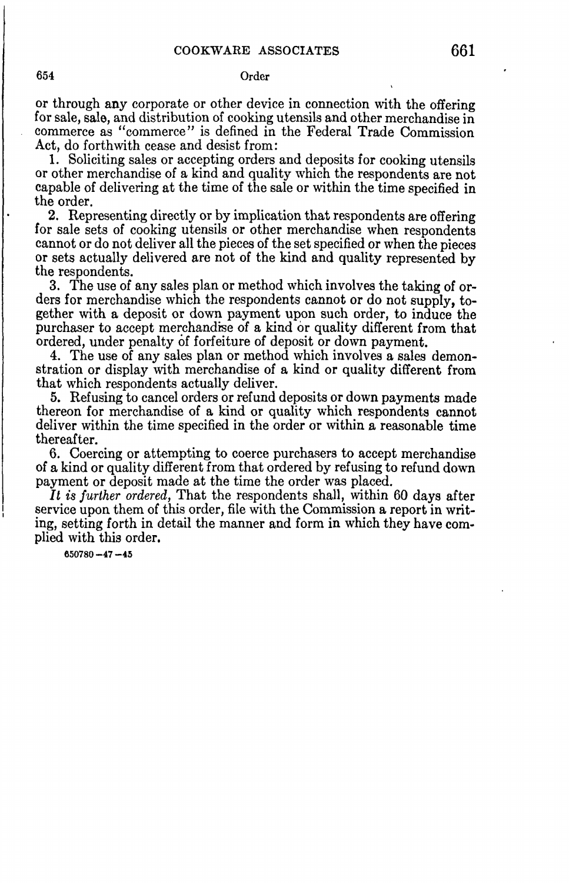or through any corporate or other device in connection with the offering for sale, sale, and distribution of cooking utensils and other merchandise in commerce as "commerce" is defined in the Federal Trade Commission Act, do forthwith cease and desist from:

1. Soliciting sales or accepting orders and deposits for cooking utensils or other merchandise of a kind and quality which the respondents are not capable of delivering at the time of the sale or within the time specified in the order.

2. Representing directly or by implication that respondents are offering for sale sets of cooking utensils or other merchandise when respondents cannot or do not deliver all the pieces of the set specified or when the pieces or sets actually delivered are not of the kind and quality represented by the respondents.

3. The use of any sales plan or method which involves the taking of orders for merchandise which the respondents cannot or do not supply, together with a deposit or down payment upon such order, to induce the purchaser to accept merchandise of a kind or quality different from that ordered, under penalty of forfeiture of deposit or down payment.

4. The use of any sales plan or method which involves a sales demonstration or display with merchandise of a kind or quality different from that which respondents actually deliver.

5. Refusing to cancel orders or refund deposits or down payments made thereon for merchandise of a kind or quality which respondents cannot deliver within the time specified in the order or within a reasonable time thereafter.

6. Coercing or attempting to coerce purchasers to accept merchandise of a kind or quality different from that ordered by refusing to refund down payment or deposit made at the time the order was placed.

*It is further ordered*, That the respondents shall, within 60 days after service upon them of this order, file with the Commission a report in writing, setting forth in detail the manner and form in which they have complied with this order.

650780—47—45